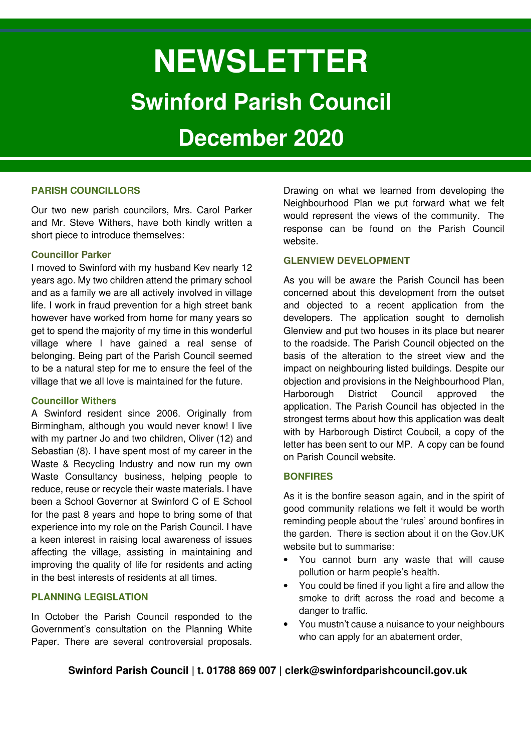# NEWSLETTER

## Swinford Parish Council

## December 2020

### PARISH COUNCILLORS

Our two new parish councilors, Mrs. Carol Parker and Mr. Steve Withers, have both kindly written a short piece to introduce themselves:

#### Councillor Parker

I moved to Swinford with my husband Kev nearly 12 years ago. My two children attend the primary school and as a family we are all actively involved in village life. I work in fraud prevention for a high street bank however have worked from home for many years so get to spend the majority of my time in this wonderful village where I have gained a real sense of belonging. Being part of the Parish Council seemed to be a natural step for me to ensure the feel of the village that we all love is maintained for the future.

#### Councillor Withers

A Swinford resident since 2006. Originally from Birmingham, although you would never know! I live with my partner Jo and two children, Oliver (12) and Sebastian (8). I have spent most of my career in the Waste & Recycling Industry and now run my own Waste Consultancy business, helping people to reduce, reuse or recycle their waste materials. I have been a School Governor at Swinford C of E School for the past 8 years and hope to bring some of that experience into my role on the Parish Council. I have a keen interest in raising local awareness of issues affecting the village, assisting in maintaining and improving the quality of life for residents and acting in the best interests of residents at all times.

### PLANNING LEGISLATION

In October the Parish Council responded to the Government's consultation on the Planning White Paper. There are several controversial proposals. Drawing on what we learned from developing the Neighbourhood Plan we put forward what we felt would represent the views of the community. The response can be found on the Parish Council website.

### GLENVIEW DEVELOPMENT

As you will be aware the Parish Council has been concerned about this development from the outset and objected to a recent application from the developers. The application sought to demolish Glenview and put two houses in its place but nearer to the roadside. The Parish Council objected on the basis of the alteration to the street view and the impact on neighbouring listed buildings. Despite our objection and provisions in the Neighbourhood Plan, Harborough District Council approved the application. The Parish Council has objected in the strongest terms about how this application was dealt with by Harborough Disitrct Coubcil, a copy of the letter has been sent to our MP. A copy can be found on Parish Council website.

### BONFIRES

As it is the bonfire season again, and in the spirit of good community relations we felt it would be worth reminding people about the 'rules' around bonfires in the garden. There is section about it on the Gov.UK website but to summarise:

- You cannot burn any waste that will cause pollution or harm people's health.
- You could be fined if you light a fire and allow the smoke to drift across the road and become a danger to traffic.
- You mustn't cause a nuisance to your neighbours who can apply for an abatement order,

**Swinford Parish Council | t. 01788 869 007 | clerk@swinfordparishcouncil.gov.uk**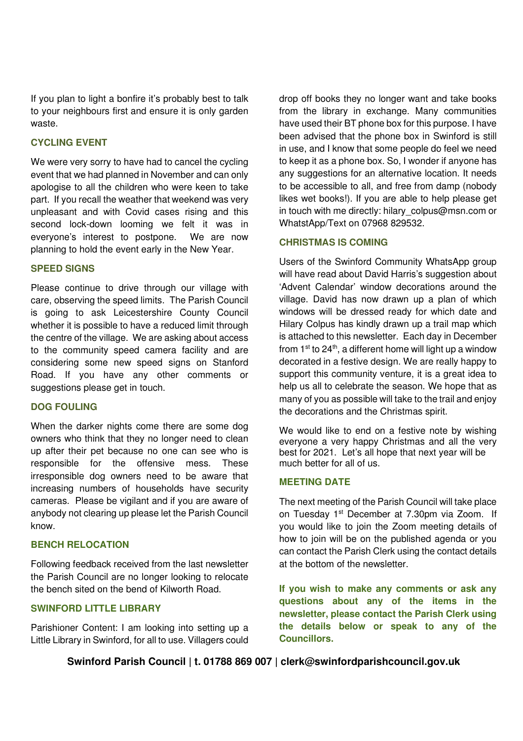If you plan to light a bonfire it's probably best to talk to your neighbours first and ensure it is only garden waste.

## CYCLING EVENT

We were very sorry to have had to cancel the cycling event that we had planned in November and can only apologise to all the children who were keen to take part. If you recall the weather that weekend was very unpleasant and with Covid cases rising and this second lock-down looming we felt it was in everyone's interest to postpone. We are now planning to hold the event early in the New Year.

## SPEED SIGNS

Please continue to drive through our village with care, observing the speed limits. The Parish Council is going to ask Leicestershire County Council whether it is possible to have a reduced limit through the centre of the village. We are asking about access to the community speed camera facility and are considering some new speed signs on Stanford Road. If you have any other comments or suggestions please get in touch.

## DOG FOULING

When the darker nights come there are some dog owners who think that they no longer need to clean up after their pet because no one can see who is responsible for the offensive mess. These irresponsible dog owners need to be aware that increasing numbers of households have security cameras. Please be vigilant and if you are aware of anybody not clearing up please let the Parish Council know.

## BENCH RELOCATION

Following feedback received from the last newsletter the Parish Council are no longer looking to relocate the bench sited on the bend of Kilworth Road.

## SWINFORD LITTLE LIBRARY

Parishioner Content: I am looking into setting up a Little Library in Swinford, for all to use. Villagers could drop off books they no longer want and take books from the library in exchange. Many communities have used their BT phone box for this purpose. I have been advised that the phone box in Swinford is still in use, and I know that some people do feel we need to keep it as a phone box. So, I wonder if anyone has any suggestions for an alternative location. It needs to be accessible to all, and free from damp (nobody likes wet books!). If you are able to help please get in touch with me directly: hilary_colpus@msn.com or WhatstApp/Text on 07968 829532.

## CHRISTMAS IS COMING

Users of the Swinford Community WhatsApp group will have read about David Harris's suggestion about 'Advent Calendar' window decorations around the village. David has now drawn up a plan of which windows will be dressed ready for which date and Hilary Colpus has kindly drawn up a trail map which is attached to this newsletter. Each day in December from 1st to 24th, a different home will light up a window decorated in a festive design. We are really happy to support this community venture, it is a great idea to help us all to celebrate the season. We hope that as many of you as possible will take to the trail and enjoy the decorations and the Christmas spirit.

We would like to end on a festive note by wishing everyone a very happy Christmas and all the very best for 2021. Let's all hope that next year will be much better for all of us.

## MEETING DATE

The next meeting of the Parish Council will take place on Tuesday 1st December at 7.30pm via Zoom. If you would like to join the Zoom meeting details of how to join will be on the published agenda or you can contact the Parish Clerk using the contact details at the bottom of the newsletter.

**If you wish to make any comments or ask any questions about any of the items in the newsletter, please contact the Parish Clerk using the details below or speak to any of the Councillors.**

**Swinford Parish Council | t. 01788 869 007 | clerk@swinfordparishcouncil.gov.uk**